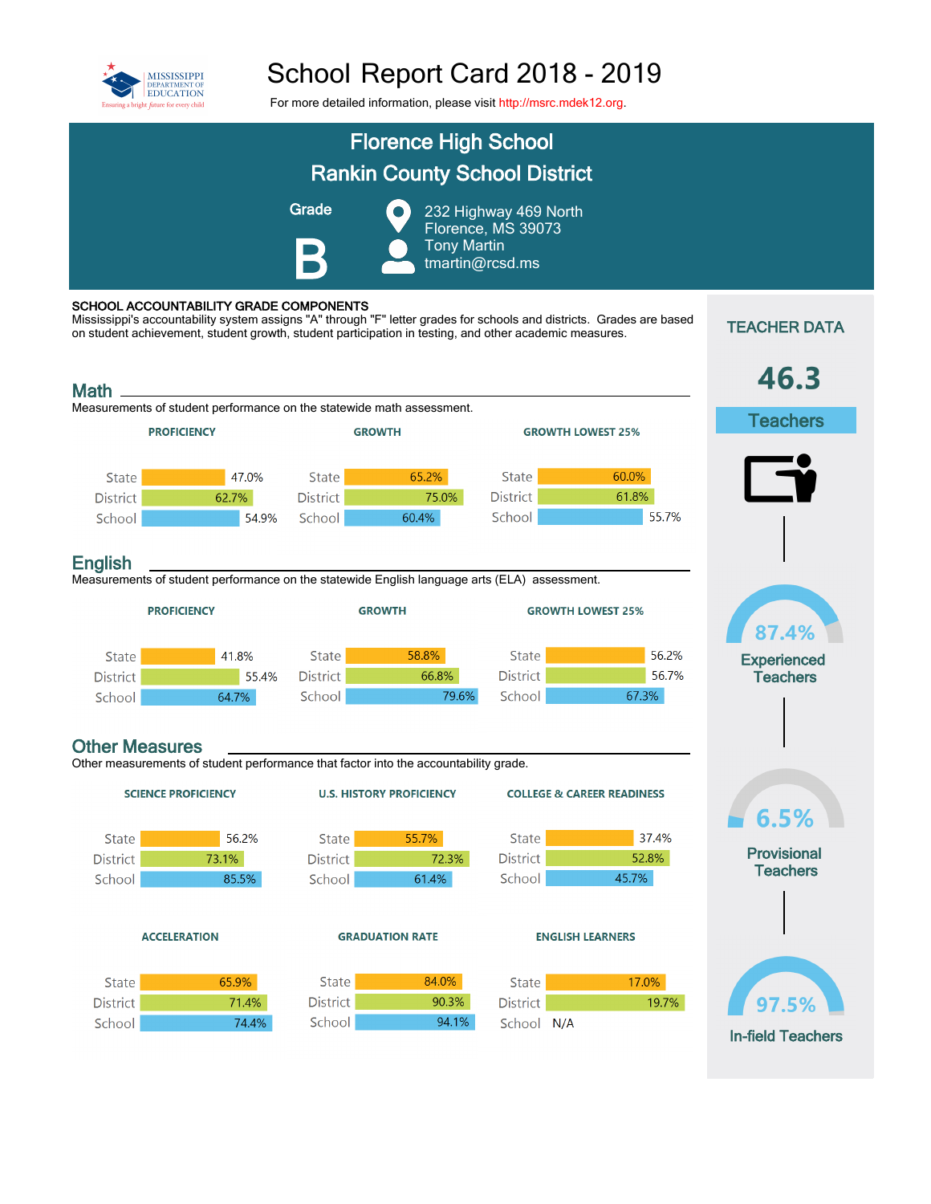# School Report Card 2018 - 2019

For more detailed information, please visit http://msrc.mdek12.org.

## Florence High School
## Rankin County School District

**Grade**

**B**

232 Highway 469 North
Florence, MS 39073
Tony Martin
tmartin@rcsd.ms

### SCHOOL ACCOUNTABILITY GRADE COMPONENTS

Mississippi's accountability system assigns "A" through "F" letter grades for schools and districts. Grades are based on student achievement, student growth, student participation in testing, and other academic measures.

## Math

Measurements of student performance on the statewide math assessment.

| | PROFICIENCY | GROWTH | GROWTH LOWEST 25% |
|---|---|---|---|
| State | 47.0% | 65.2% | 60.0% |
| District | 62.7% | 75.0% | 61.8% |
| School | 54.9% | 60.4% | 55.7% |

## English

Measurements of student performance on the statewide English language arts (ELA) assessment.

| | PROFICIENCY | GROWTH | GROWTH LOWEST 25% |
|---|---|---|---|
| State | 41.8% | 58.8% | 56.2% |
| District | 55.4% | 66.8% | 56.7% |
| School | 64.7% | 79.6% | 67.3% |

## Other Measures

Other measurements of student performance that factor into the accountability grade.

| | SCIENCE PROFICIENCY | U.S. HISTORY PROFICIENCY | COLLEGE & CAREER READINESS |
|---|---|---|---|
| State | 56.2% | 55.7% | 37.4% |
| District | 73.1% | 72.3% | 52.8% |
| School | 85.5% | 61.4% | 45.7% |

| | ACCELERATION | GRADUATION RATE | ENGLISH LEARNERS |
|---|---|---|---|
| State | 65.9% | 84.0% | 17.0% |
| District | 71.4% | 90.3% | 19.7% |
| School | 74.4% | 94.1% | N/A |

## TEACHER DATA

**46.3** Teachers

**87.4%** Experienced Teachers

**6.5%** Provisional Teachers

**97.5%** In-field Teachers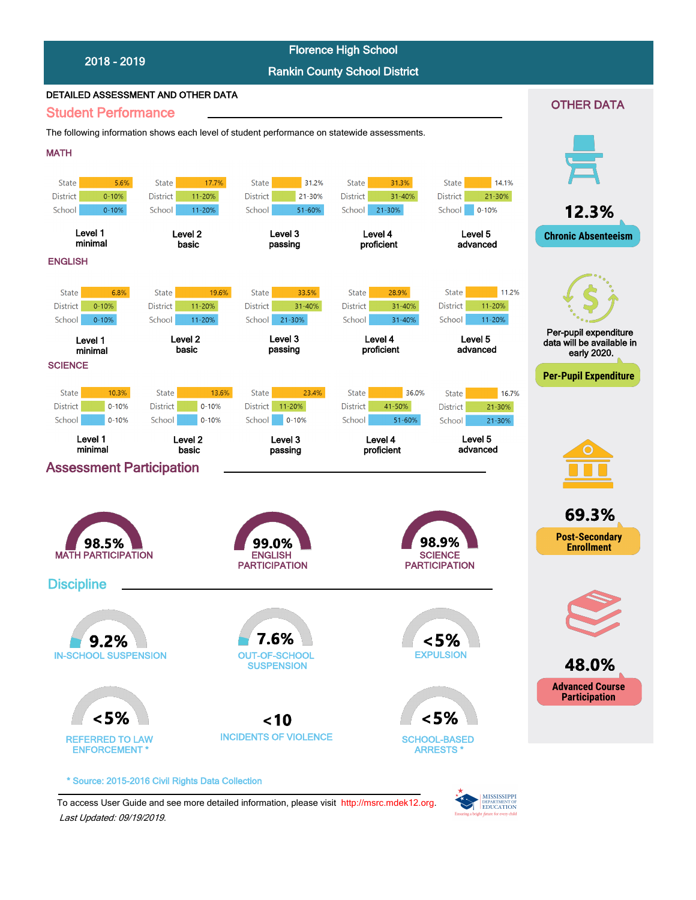2018 - 2019

# Florence High School

# Rankin County School District

DETAILED ASSESSMENT AND OTHER DATA

## Student Performance

The following information shows each level of student performance on statewide assessments.

### MATH

State 5.6%
District 0-10%
School 0-10%
Level 1 minimal

State 17.7%
District 11-20%
School 11-20%
Level 2 basic

State 31.2%
District 21-30%
School 51-60%
Level 3 passing

State 31.3%
District 31-40%
School 21-30%
Level 4 proficient

State 14.1%
District 21-30%
School 0-10%
Level 5 advanced

### ENGLISH

State 6.8%
District 0-10%
School 0-10%
Level 1 minimal

State 19.6%
District 11-20%
School 11-20%
Level 2 basic

State 33.5%
District 31-40%
School 21-30%
Level 3 passing

State 28.9%
District 31-40%
School 31-40%
Level 4 proficient

State 11.2%
District 11-20%
School 11-20%
Level 5 advanced

### SCIENCE

State 10.3%
District 0-10%
School 0-10%
Level 1 minimal

State 13.6%
District 0-10%
School 0-10%
Level 2 basic

State 23.4%
District 11-20%
School 0-10%
Level 3 passing

State 36.0%
District 41-50%
School 51-60%
Level 4 proficient

State 16.7%
District 21-30%
School 21-30%
Level 5 advanced

## Assessment Participation

98.5%
MATH PARTICIPATION

99.0%
ENGLISH PARTICIPATION

98.9%
SCIENCE PARTICIPATION

## Discipline

9.2%
IN-SCHOOL SUSPENSION

7.6%
OUT-OF-SCHOOL SUSPENSION

<5%
EXPULSION

<5%
REFERRED TO LAW ENFORCEMENT *

<10
INCIDENTS OF VIOLENCE

<5%
SCHOOL-BASED ARRESTS *

* Source: 2015-2016 Civil Rights Data Collection

## OTHER DATA

12.3%
Chronic Absenteeism

Per-pupil expenditure data will be available in early 2020.
Per-Pupil Expenditure

69.3%
Post-Secondary Enrollment

48.0%
Advanced Course Participation

To access User Guide and see more detailed information, please visit http://msrc.mdek12.org.

*Last Updated: 09/19/2019.*

MISSISSIPPI DEPARTMENT OF EDUCATION
Ensuring a bright future for every child